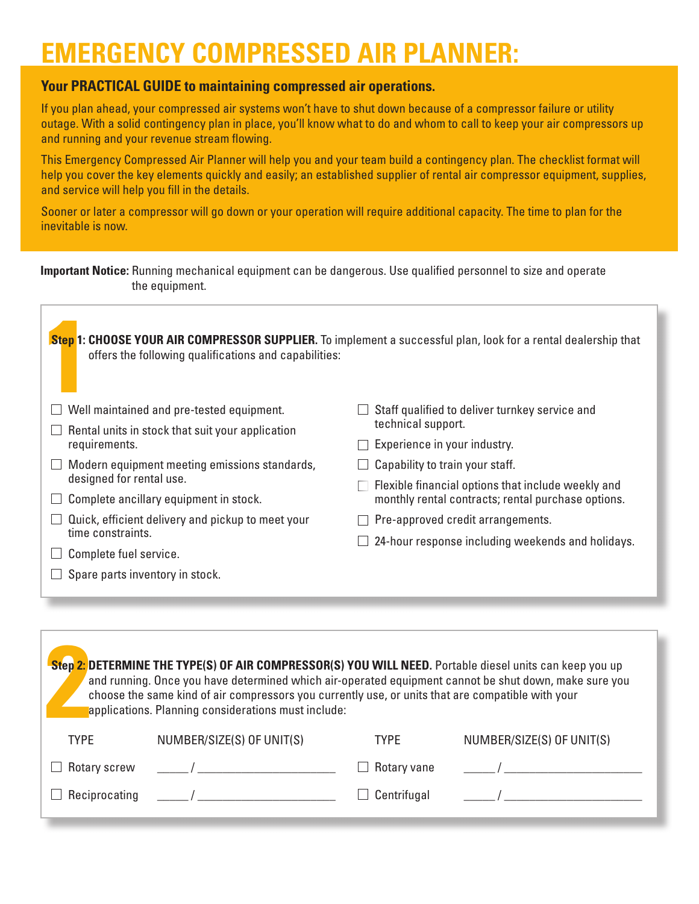# EMERGENCY COMPRESSED AIR PLANNER:

## Your PRACTICAL GUIDE to maintaining compressed air operations.

If you plan ahead, your compressed air systems won't have to shut down because of a compressor failure or utility outage. With a solid contingency plan in place, you'll know what to do and whom to call to keep your air compressors up and running and your revenue stream flowing.

This Emergency Compressed Air Planner will help you and your team build a contingency plan. The checklist format will help you cover the key elements quickly and easily; an established supplier of rental air compressor equipment, supplies, and service will help you fill in the details.

Sooner or later a compressor will go down or your operation will require additional capacity. The time to plan for the inevitable is now.

**Important Notice:** Running mechanical equipment can be dangerous. Use qualified personnel to size and operate the equipment.

### Step 1: CHOOSE YOUR AIR COMPRESSOR SUPPLIER.

To implement a successful plan, look for a rental dealership that offers the following qualifications and capabilities:

- ☐ Well maintained and pre-tested equipment.
- ☐ Rental units in stock that suit your application requirements.
- ☐ Modern equipment meeting emissions standards, designed for rental use.
- ☐ Complete ancillary equipment in stock.
- ☐ Quick, efficient delivery and pickup to meet your time constraints.
- ☐ Complete fuel service.
- ☐ Spare parts inventory in stock.
- ☐ Staff qualified to deliver turnkey service and technical support.
- ☐ Experience in your industry.
- ☐ Capability to train your staff.
- ☐ Flexible financial options that include weekly and monthly rental contracts; rental purchase options.
- ☐ Pre-approved credit arrangements.
- ☐ 24-hour response including weekends and holidays.

### Step 2: DETERMINE THE TYPE(S) OF AIR COMPRESSOR(S) YOU WILL NEED.

Portable diesel units can keep you up and running. Once you have determined which air-operated equipment cannot be shut down, make sure you choose the same kind of air compressors you currently use, or units that are compatible with your applications. Planning considerations must include:

| TYPE | NUMBER/SIZE(S) OF UNIT(S) | TYPE | NUMBER/SIZE(S) OF UNIT(S) |
|---|---|---|---|
| ☐ Rotary screw | _____ / ______________________ | ☐ Rotary vane | _____ / ______________________ |
| ☐ Reciprocating | _____ / ______________________ | ☐ Centrifugal | _____ / ______________________ |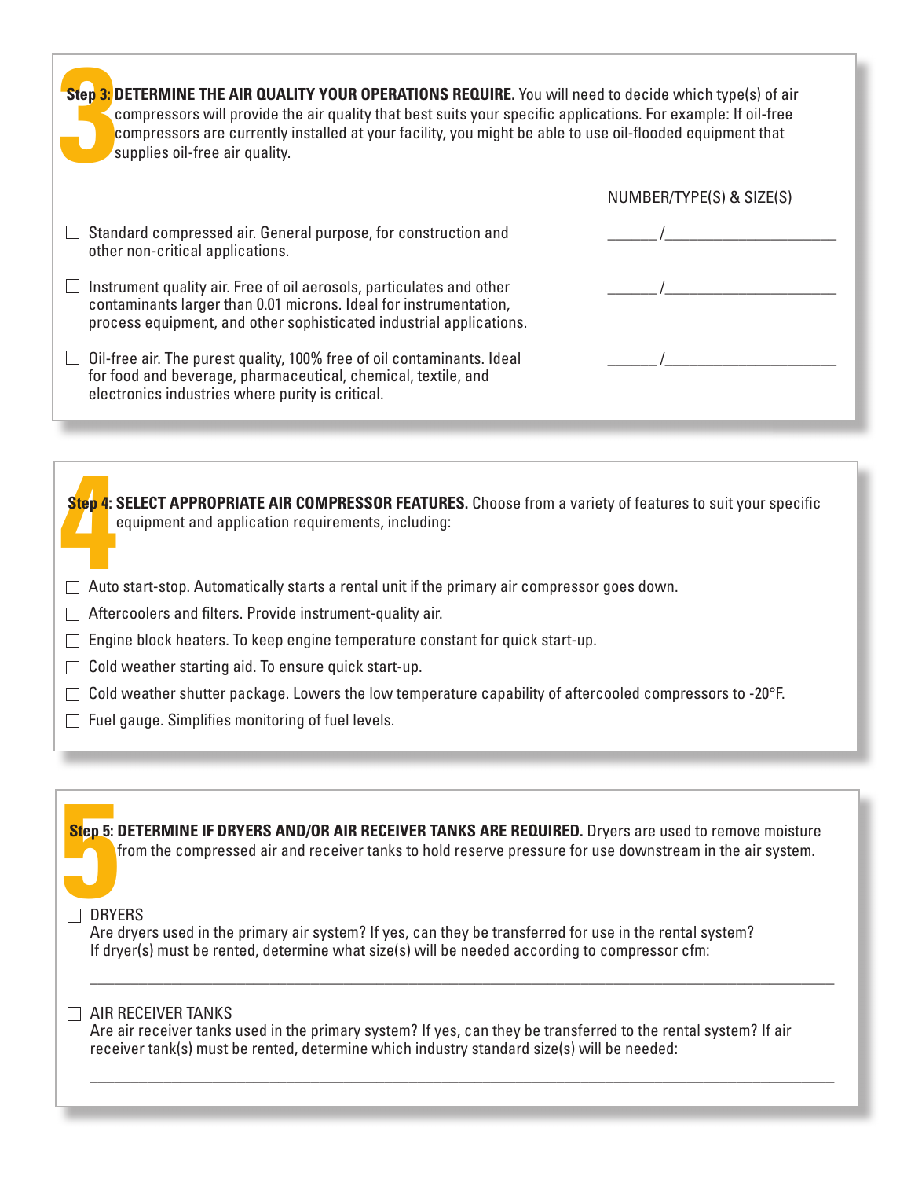**Step 3: DETERMINE THE AIR QUALITY YOUR OPERATIONS REQUIRE.** You will need to decide which type(s) of air compressors will provide the air quality that best suits your specific applications. For example: If oil-free compressors are currently installed at your facility, you might be able to use oil-flooded equipment that supplies oil-free air quality.

| | NUMBER/TYPE(S) & SIZE(S) |
|---|---|
| ☐ Standard compressed air. General purpose, for construction and other non-critical applications. | ______ /______________________ |
| ☐ Instrument quality air. Free of oil aerosols, particulates and other contaminants larger than 0.01 microns. Ideal for instrumentation, process equipment, and other sophisticated industrial applications. | ______ /______________________ |
| ☐ Oil-free air. The purest quality, 100% free of oil contaminants. Ideal for food and beverage, pharmaceutical, chemical, textile, and electronics industries where purity is critical. | ______ /______________________ |

**Step 4: SELECT APPROPRIATE AIR COMPRESSOR FEATURES.** Choose from a variety of features to suit your specific equipment and application requirements, including:

- ☐ Auto start-stop. Automatically starts a rental unit if the primary air compressor goes down.
- ☐ Aftercoolers and filters. Provide instrument-quality air.
- ☐ Engine block heaters. To keep engine temperature constant for quick start-up.
- ☐ Cold weather starting aid. To ensure quick start-up.
- ☐ Cold weather shutter package. Lowers the low temperature capability of aftercooled compressors to -20°F.
- ☐ Fuel gauge. Simplifies monitoring of fuel levels.

**Step 5: DETERMINE IF DRYERS AND/OR AIR RECEIVER TANKS ARE REQUIRED.** Dryers are used to remove moisture from the compressed air and receiver tanks to hold reserve pressure for use downstream in the air system.

☐ DRYERS
Are dryers used in the primary air system? If yes, can they be transferred for use in the rental system? If dryer(s) must be rented, determine what size(s) will be needed according to compressor cfm:

______________________________________________________________________________

☐ AIR RECEIVER TANKS
Are air receiver tanks used in the primary system? If yes, can they be transferred to the rental system? If air receiver tank(s) must be rented, determine which industry standard size(s) will be needed:

______________________________________________________________________________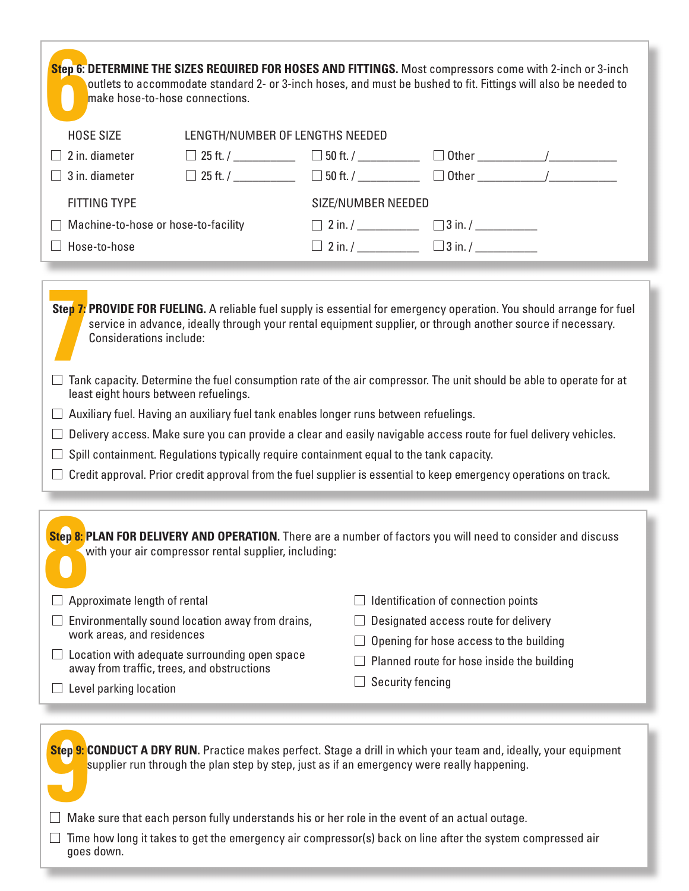## Step 6: DETERMINE THE SIZES REQUIRED FOR HOSES AND FITTINGS.

Most compressors come with 2-inch or 3-inch outlets to accommodate standard 2- or 3-inch hoses, and must be bushed to fit. Fittings will also be needed to make hose-to-hose connections.

| HOSE SIZE | LENGTH/NUMBER OF LENGTHS NEEDED | | |
|---|---|---|---|
| ☐ 2 in. diameter | ☐ 25 ft. / __________ | ☐ 50 ft. / __________ | ☐ Other __________/__________ |
| ☐ 3 in. diameter | ☐ 25 ft. / __________ | ☐ 50 ft. / __________ | ☐ Other __________/__________ |

| FITTING TYPE | SIZE/NUMBER NEEDED | |
|---|---|---|
| ☐ Machine-to-hose or hose-to-facility | ☐ 2 in. / __________ | ☐ 3 in. / __________ |
| ☐ Hose-to-hose | ☐ 2 in. / __________ | ☐ 3 in. / __________ |

## Step 7: PROVIDE FOR FUELING.

A reliable fuel supply is essential for emergency operation. You should arrange for fuel service in advance, ideally through your rental equipment supplier, or through another source if necessary. Considerations include:

- ☐ Tank capacity. Determine the fuel consumption rate of the air compressor. The unit should be able to operate for at least eight hours between refuelings.
- ☐ Auxiliary fuel. Having an auxiliary fuel tank enables longer runs between refuelings.
- ☐ Delivery access. Make sure you can provide a clear and easily navigable access route for fuel delivery vehicles.
- ☐ Spill containment. Regulations typically require containment equal to the tank capacity.
- ☐ Credit approval. Prior credit approval from the fuel supplier is essential to keep emergency operations on track.

## Step 8: PLAN FOR DELIVERY AND OPERATION.

There are a number of factors you will need to consider and discuss with your air compressor rental supplier, including:

- ☐ Approximate length of rental
- ☐ Environmentally sound location away from drains, work areas, and residences
- ☐ Location with adequate surrounding open space away from traffic, trees, and obstructions
- ☐ Level parking location
- ☐ Identification of connection points
- ☐ Designated access route for delivery
- ☐ Opening for hose access to the building
- ☐ Planned route for hose inside the building
- ☐ Security fencing

## Step 9: CONDUCT A DRY RUN.

Practice makes perfect. Stage a drill in which your team and, ideally, your equipment supplier run through the plan step by step, just as if an emergency were really happening.

- ☐ Make sure that each person fully understands his or her role in the event of an actual outage.
- ☐ Time how long it takes to get the emergency air compressor(s) back on line after the system compressed air goes down.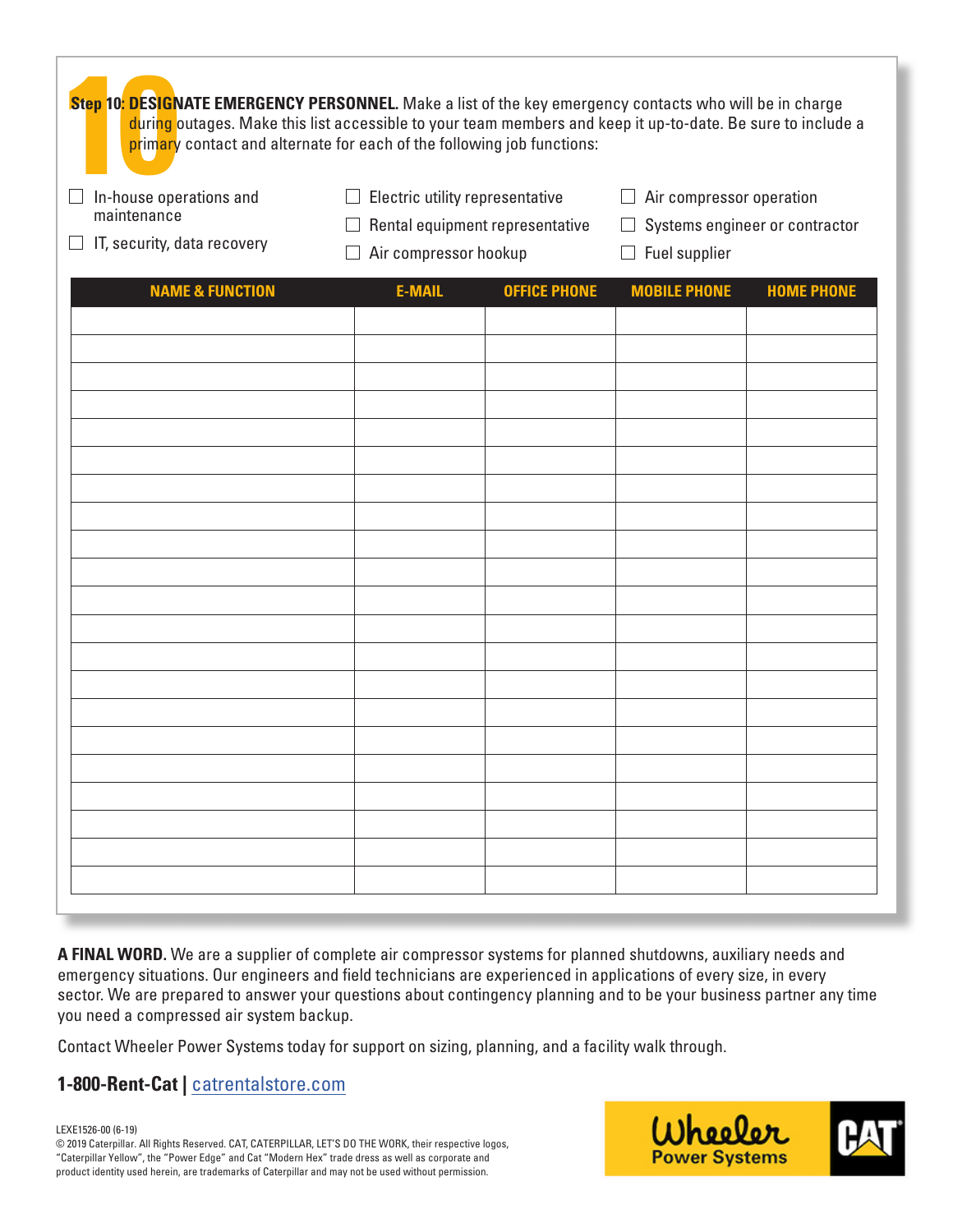**Step 10: DESIGNATE EMERGENCY PERSONNEL.** Make a list of the key emergency contacts who will be in charge during outages. Make this list accessible to your team members and keep it up-to-date. Be sure to include a primary contact and alternate for each of the following job functions:

- ☐ In-house operations and maintenance
- ☐ IT, security, data recovery
- ☐ Electric utility representative
- ☐ Rental equipment representative
- ☐ Air compressor hookup
- ☐ Air compressor operation
- ☐ Systems engineer or contractor
- ☐ Fuel supplier

| NAME & FUNCTION | E-MAIL | OFFICE PHONE | MOBILE PHONE | HOME PHONE |
|---|---|---|---|---|
| | | | | |
| | | | | |
| | | | | |
| | | | | |
| | | | | |
| | | | | |
| | | | | |
| | | | | |
| | | | | |
| | | | | |
| | | | | |
| | | | | |
| | | | | |
| | | | | |
| | | | | |
| | | | | |
| | | | | |
| | | | | |
| | | | | |
| | | | | |
| | | | | |

**A FINAL WORD.** We are a supplier of complete air compressor systems for planned shutdowns, auxiliary needs and emergency situations. Our engineers and field technicians are experienced in applications of every size, in every sector. We are prepared to answer your questions about contingency planning and to be your business partner any time you need a compressed air system backup.

Contact Wheeler Power Systems today for support on sizing, planning, and a facility walk through.

**1-800-Rent-Cat |** catrentalstore.com

LEXE1526-00 (6-19)
© 2019 Caterpillar. All Rights Reserved. CAT, CATERPILLAR, LET'S DO THE WORK, their respective logos, "Caterpillar Yellow", the "Power Edge" and Cat "Modern Hex" trade dress as well as corporate and product identity used herein, are trademarks of Caterpillar and may not be used without permission.

Wheeler Power Systems CAT